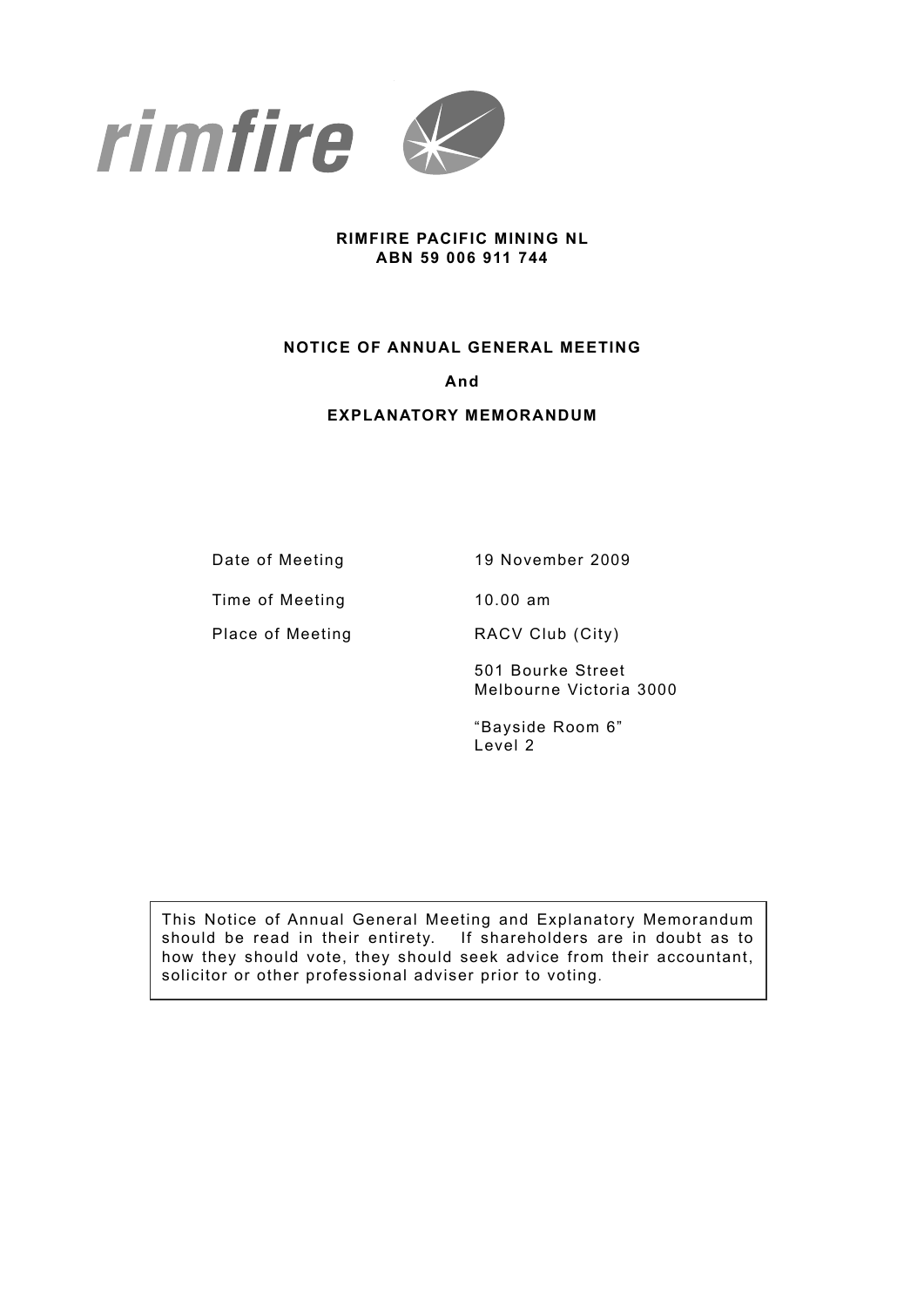rimfire

**RIMFIRE PACIFIC MINING NL**
**ABN 59 006 911 744**

**NOTICE OF ANNUAL GENERAL MEETING**

**And**

**EXPLANATORY MEMORANDUM**

| | |
|---|---|
| Date of Meeting | 19 November 2009 |
| Time of Meeting | 10.00 am |
| Place of Meeting | RACV Club (City)<br>501 Bourke Street<br>Melbourne Victoria 3000<br>"Bayside Room 6"<br>Level 2 |

This Notice of Annual General Meeting and Explanatory Memorandum should be read in their entirety. If shareholders are in doubt as to how they should vote, they should seek advice from their accountant, solicitor or other professional adviser prior to voting.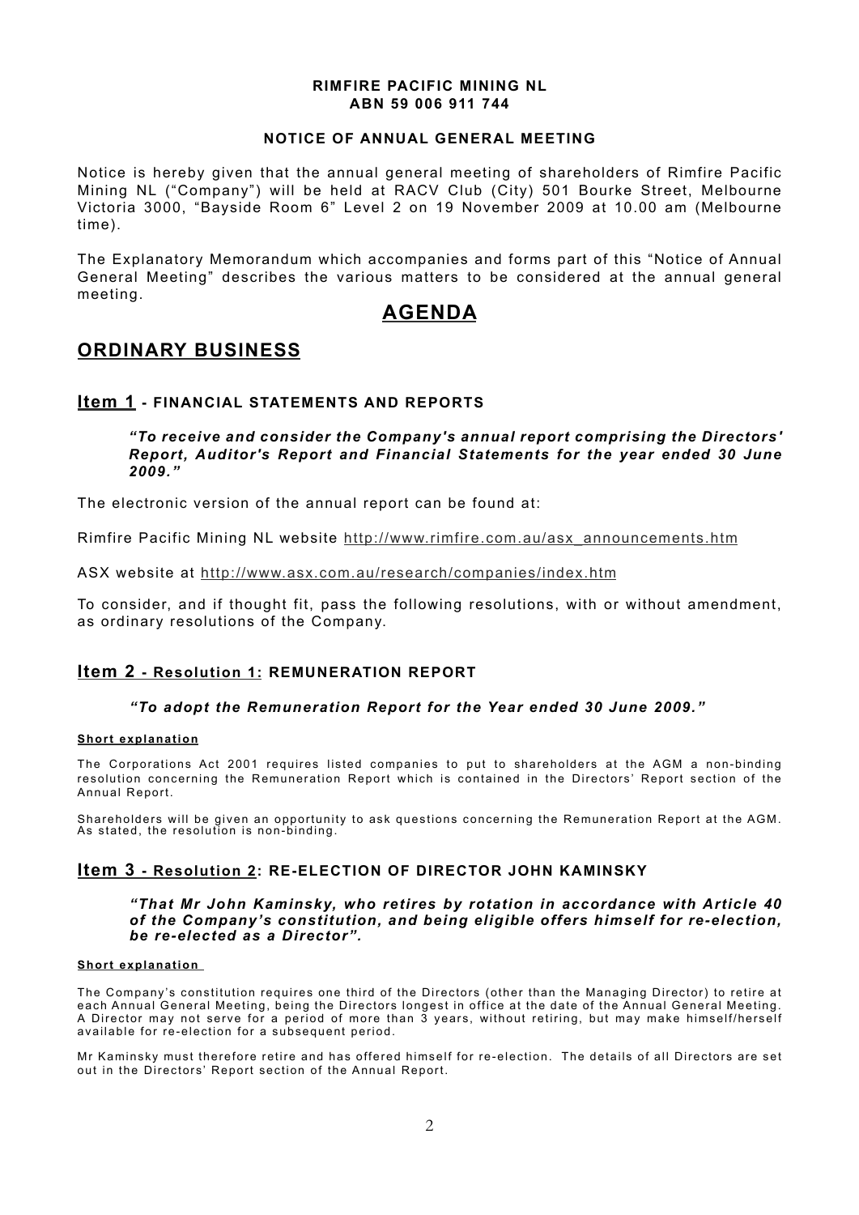**RIMFIRE PACIFIC MINING NL**
**ABN 59 006 911 744**

**NOTICE OF ANNUAL GENERAL MEETING**

Notice is hereby given that the annual general meeting of shareholders of Rimfire Pacific Mining NL ("Company") will be held at RACV Club (City) 501 Bourke Street, Melbourne Victoria 3000, "Bayside Room 6" Level 2 on 19 November 2009 at 10.00 am (Melbourne time).

The Explanatory Memorandum which accompanies and forms part of this "Notice of Annual General Meeting" describes the various matters to be considered at the annual general meeting.

# AGENDA

## ORDINARY BUSINESS

### Item 1 - FINANCIAL STATEMENTS AND REPORTS

***"To receive and consider the Company's annual report comprising the Directors' Report, Auditor's Report and Financial Statements for the year ended 30 June 2009."***

The electronic version of the annual report can be found at:

Rimfire Pacific Mining NL website http://www.rimfire.com.au/asx_announcements.htm

ASX website at http://www.asx.com.au/research/companies/index.htm

To consider, and if thought fit, pass the following resolutions, with or without amendment, as ordinary resolutions of the Company.

### Item 2 - Resolution 1: REMUNERATION REPORT

***"To adopt the Remuneration Report for the Year ended 30 June 2009."***

**Short explanation**

The Corporations Act 2001 requires listed companies to put to shareholders at the AGM a non-binding resolution concerning the Remuneration Report which is contained in the Directors' Report section of the Annual Report.

Shareholders will be given an opportunity to ask questions concerning the Remuneration Report at the AGM. As stated, the resolution is non-binding.

### Item 3 - Resolution 2: RE-ELECTION OF DIRECTOR JOHN KAMINSKY

***"That Mr John Kaminsky, who retires by rotation in accordance with Article 40 of the Company's constitution, and being eligible offers himself for re-election, be re-elected as a Director".***

**Short explanation**

The Company's constitution requires one third of the Directors (other than the Managing Director) to retire at each Annual General Meeting, being the Directors longest in office at the date of the Annual General Meeting. A Director may not serve for a period of more than 3 years, without retiring, but may make himself/herself available for re-election for a subsequent period.

Mr Kaminsky must therefore retire and has offered himself for re-election. The details of all Directors are set out in the Directors' Report section of the Annual Report.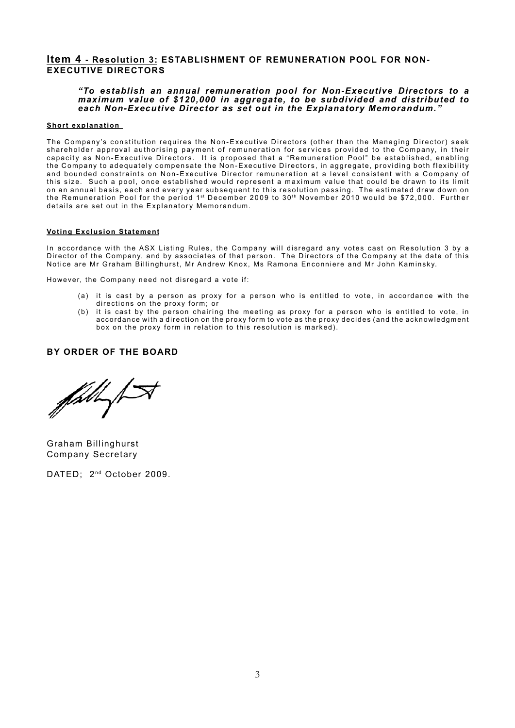## Item 4 - Resolution 3: ESTABLISHMENT OF REMUNERATION POOL FOR NON-EXECUTIVE DIRECTORS

***"To establish an annual remuneration pool for Non-Executive Directors to a maximum value of $120,000 in aggregate, to be subdivided and distributed to each Non-Executive Director as set out in the Explanatory Memorandum."***

**Short explanation**

The Company's constitution requires the Non-Executive Directors (other than the Managing Director) seek shareholder approval authorising payment of remuneration for services provided to the Company, in their capacity as Non-Executive Directors. It is proposed that a "Remuneration Pool" be established, enabling the Company to adequately compensate the Non-Executive Directors, in aggregate, providing both flexibility and bounded constraints on Non-Executive Director remuneration at a level consistent with a Company of this size. Such a pool, once established would represent a maximum value that could be drawn to its limit on an annual basis, each and every year subsequent to this resolution passing. The estimated draw down on the Remuneration Pool for the period 1st December 2009 to 30th November 2010 would be $72,000. Further details are set out in the Explanatory Memorandum.

**Voting Exclusion Statement**

In accordance with the ASX Listing Rules, the Company will disregard any votes cast on Resolution 3 by a Director of the Company, and by associates of that person. The Directors of the Company at the date of this Notice are Mr Graham Billinghurst, Mr Andrew Knox, Ms Ramona Enconniere and Mr John Kaminsky.

However, the Company need not disregard a vote if:

(a) it is cast by a person as proxy for a person who is entitled to vote, in accordance with the directions on the proxy form; or

(b) it is cast by the person chairing the meeting as proxy for a person who is entitled to vote, in accordance with a direction on the proxy form to vote as the proxy decides (and the acknowledgment box on the proxy form in relation to this resolution is marked).

**BY ORDER OF THE BOARD**

Graham Billinghurst
Company Secretary

DATED; 2nd October 2009.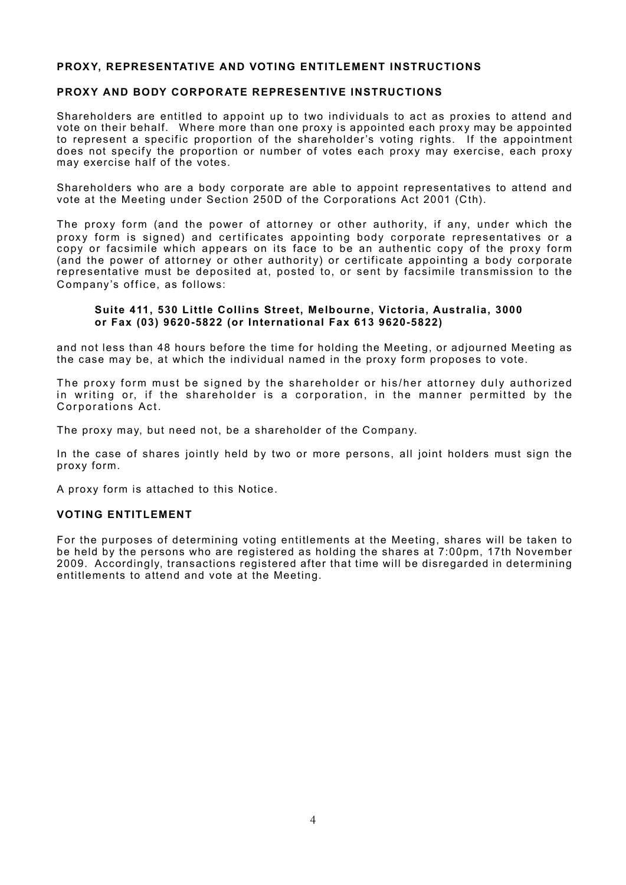## PROXY, REPRESENTATIVE AND VOTING ENTITLEMENT INSTRUCTIONS

### PROXY AND BODY CORPORATE REPRESENTIVE INSTRUCTIONS

Shareholders are entitled to appoint up to two individuals to act as proxies to attend and vote on their behalf. Where more than one proxy is appointed each proxy may be appointed to represent a specific proportion of the shareholder's voting rights. If the appointment does not specify the proportion or number of votes each proxy may exercise, each proxy may exercise half of the votes.

Shareholders who are a body corporate are able to appoint representatives to attend and vote at the Meeting under Section 250D of the Corporations Act 2001 (Cth).

The proxy form (and the power of attorney or other authority, if any, under which the proxy form is signed) and certificates appointing body corporate representatives or a copy or facsimile which appears on its face to be an authentic copy of the proxy form (and the power of attorney or other authority) or certificate appointing a body corporate representative must be deposited at, posted to, or sent by facsimile transmission to the Company's office, as follows:

> **Suite 411, 530 Little Collins Street, Melbourne, Victoria, Australia, 3000**
> **or Fax (03) 9620-5822 (or International Fax 613 9620-5822)**

and not less than 48 hours before the time for holding the Meeting, or adjourned Meeting as the case may be, at which the individual named in the proxy form proposes to vote.

The proxy form must be signed by the shareholder or his/her attorney duly authorized in writing or, if the shareholder is a corporation, in the manner permitted by the Corporations Act.

The proxy may, but need not, be a shareholder of the Company.

In the case of shares jointly held by two or more persons, all joint holders must sign the proxy form.

A proxy form is attached to this Notice.

### VOTING ENTITLEMENT

For the purposes of determining voting entitlements at the Meeting, shares will be taken to be held by the persons who are registered as holding the shares at 7:00pm, 17th November 2009. Accordingly, transactions registered after that time will be disregarded in determining entitlements to attend and vote at the Meeting.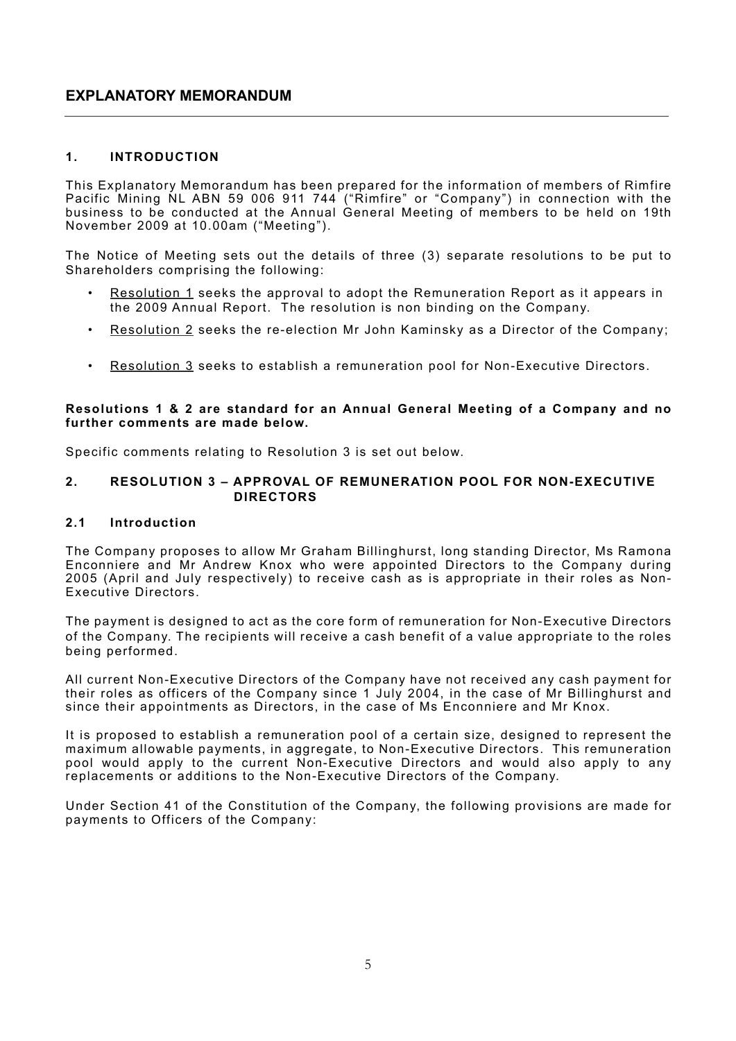# EXPLANATORY MEMORANDUM

## 1. INTRODUCTION

This Explanatory Memorandum has been prepared for the information of members of Rimfire Pacific Mining NL ABN 59 006 911 744 ("Rimfire" or "Company") in connection with the business to be conducted at the Annual General Meeting of members to be held on 19th November 2009 at 10.00am ("Meeting").

The Notice of Meeting sets out the details of three (3) separate resolutions to be put to Shareholders comprising the following:

- Resolution 1 seeks the approval to adopt the Remuneration Report as it appears in the 2009 Annual Report. The resolution is non binding on the Company.
- Resolution 2 seeks the re-election Mr John Kaminsky as a Director of the Company;
- Resolution 3 seeks to establish a remuneration pool for Non-Executive Directors.

**Resolutions 1 & 2 are standard for an Annual General Meeting of a Company and no further comments are made below.**

Specific comments relating to Resolution 3 is set out below.

## 2. RESOLUTION 3 – APPROVAL OF REMUNERATION POOL FOR NON-EXECUTIVE DIRECTORS

### 2.1 Introduction

The Company proposes to allow Mr Graham Billinghurst, long standing Director, Ms Ramona Enconniere and Mr Andrew Knox who were appointed Directors to the Company during 2005 (April and July respectively) to receive cash as is appropriate in their roles as Non-Executive Directors.

The payment is designed to act as the core form of remuneration for Non-Executive Directors of the Company. The recipients will receive a cash benefit of a value appropriate to the roles being performed.

All current Non-Executive Directors of the Company have not received any cash payment for their roles as officers of the Company since 1 July 2004, in the case of Mr Billinghurst and since their appointments as Directors, in the case of Ms Enconniere and Mr Knox.

It is proposed to establish a remuneration pool of a certain size, designed to represent the maximum allowable payments, in aggregate, to Non-Executive Directors. This remuneration pool would apply to the current Non-Executive Directors and would also apply to any replacements or additions to the Non-Executive Directors of the Company.

Under Section 41 of the Constitution of the Company, the following provisions are made for payments to Officers of the Company: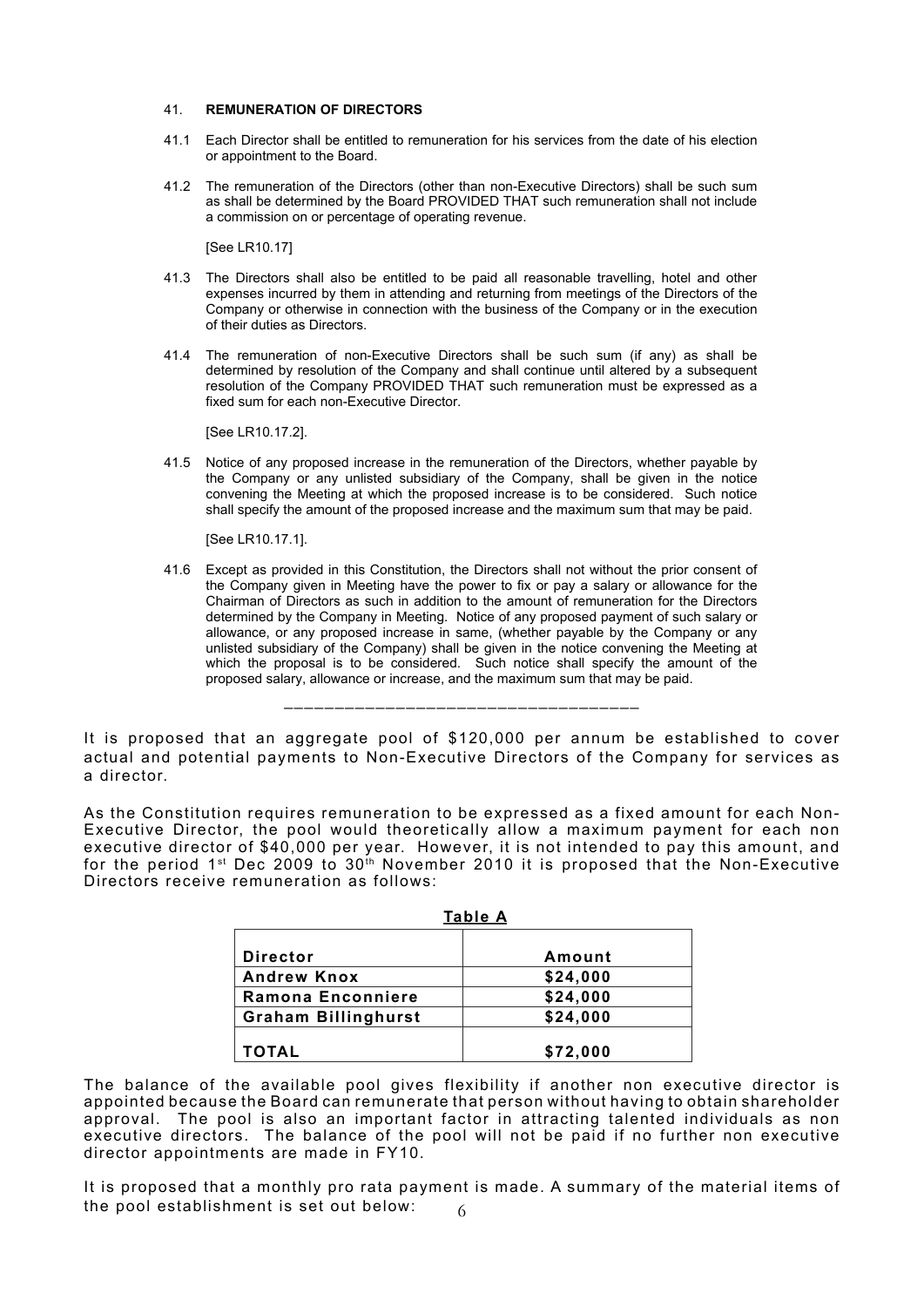## 41. REMUNERATION OF DIRECTORS

41.1 Each Director shall be entitled to remuneration for his services from the date of his election or appointment to the Board.

41.2 The remuneration of the Directors (other than non-Executive Directors) shall be such sum as shall be determined by the Board PROVIDED THAT such remuneration shall not include a commission on or percentage of operating revenue.

[See LR10.17]

41.3 The Directors shall also be entitled to be paid all reasonable travelling, hotel and other expenses incurred by them in attending and returning from meetings of the Directors of the Company or otherwise in connection with the business of the Company or in the execution of their duties as Directors.

41.4 The remuneration of non-Executive Directors shall be such sum (if any) as shall be determined by resolution of the Company and shall continue until altered by a subsequent resolution of the Company PROVIDED THAT such remuneration must be expressed as a fixed sum for each non-Executive Director.

[See LR10.17.2].

41.5 Notice of any proposed increase in the remuneration of the Directors, whether payable by the Company or any unlisted subsidiary of the Company, shall be given in the notice convening the Meeting at which the proposed increase is to be considered. Such notice shall specify the amount of the proposed increase and the maximum sum that may be paid.

[See LR10.17.1].

41.6 Except as provided in this Constitution, the Directors shall not without the prior consent of the Company given in Meeting have the power to fix or pay a salary or allowance for the Chairman of Directors as such in addition to the amount of remuneration for the Directors determined by the Company in Meeting. Notice of any proposed payment of such salary or allowance, or any proposed increase in same, (whether payable by the Company or any unlisted subsidiary of the Company) shall be given in the notice convening the Meeting at which the proposal is to be considered. Such notice shall specify the amount of the proposed salary, allowance or increase, and the maximum sum that may be paid.

---

It is proposed that an aggregate pool of $120,000 per annum be established to cover actual and potential payments to Non-Executive Directors of the Company for services as a director.

As the Constitution requires remuneration to be expressed as a fixed amount for each Non-Executive Director, the pool would theoretically allow a maximum payment for each non executive director of $40,000 per year. However, it is not intended to pay this amount, and for the period 1st Dec 2009 to 30th November 2010 it is proposed that the Non-Executive Directors receive remuneration as follows:

**Table A**

| Director | Amount |
|---|---|
| Andrew Knox | $24,000 |
| Ramona Enconniere | $24,000 |
| Graham Billinghurst | $24,000 |
| TOTAL | $72,000 |

The balance of the available pool gives flexibility if another non executive director is appointed because the Board can remunerate that person without having to obtain shareholder approval. The pool is also an important factor in attracting talented individuals as non executive directors. The balance of the pool will not be paid if no further non executive director appointments are made in FY10.

It is proposed that a monthly pro rata payment is made. A summary of the material items of the pool establishment is set out below: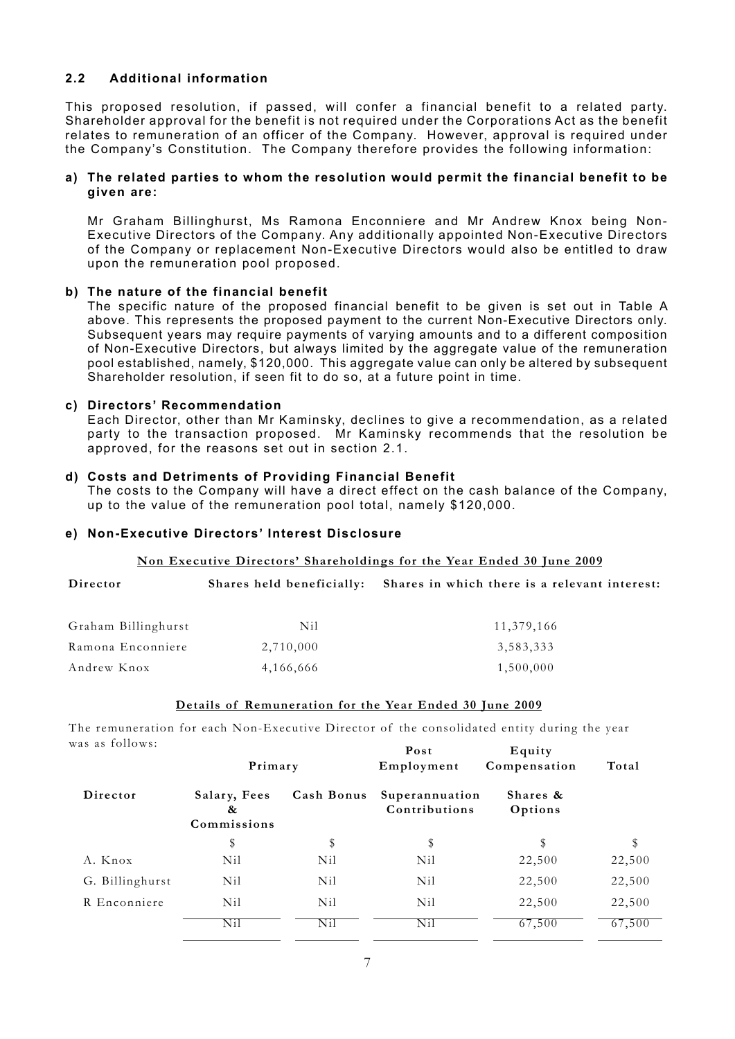### 2.2 Additional information

This proposed resolution, if passed, will confer a financial benefit to a related party. Shareholder approval for the benefit is not required under the Corporations Act as the benefit relates to remuneration of an officer of the Company. However, approval is required under the Company's Constitution. The Company therefore provides the following information:

**a) The related parties to whom the resolution would permit the financial benefit to be given are:**

Mr Graham Billinghurst, Ms Ramona Enconniere and Mr Andrew Knox being Non-Executive Directors of the Company. Any additionally appointed Non-Executive Directors of the Company or replacement Non-Executive Directors would also be entitled to draw upon the remuneration pool proposed.

**b) The nature of the financial benefit**

The specific nature of the proposed financial benefit to be given is set out in Table A above. This represents the proposed payment to the current Non-Executive Directors only. Subsequent years may require payments of varying amounts and to a different composition of Non-Executive Directors, but always limited by the aggregate value of the remuneration pool established, namely, $120,000. This aggregate value can only be altered by subsequent Shareholder resolution, if seen fit to do so, at a future point in time.

**c) Directors' Recommendation**

Each Director, other than Mr Kaminsky, declines to give a recommendation, as a related party to the transaction proposed. Mr Kaminsky recommends that the resolution be approved, for the reasons set out in section 2.1.

**d) Costs and Detriments of Providing Financial Benefit**

The costs to the Company will have a direct effect on the cash balance of the Company, up to the value of the remuneration pool total, namely $120,000.

**e) Non-Executive Directors' Interest Disclosure**

**Non Executive Directors' Shareholdings for the Year Ended 30 June 2009**

| Director | Shares held beneficially: | Shares in which there is a relevant interest: |
|---|---|---|
| Graham Billinghurst | Nil | 11,379,166 |
| Ramona Enconniere | 2,710,000 | 3,583,333 |
| Andrew Knox | 4,166,666 | 1,500,000 |

**Details of Remuneration for the Year Ended 30 June 2009**

The remuneration for each Non-Executive Director of the consolidated entity during the year was as follows:

| | Primary | | Post Employment | Equity Compensation | Total |
|---|---|---|---|---|---|
| Director | Salary, Fees & Commissions | Cash Bonus | Superannuation Contributions | Shares & Options | |
| | $ | $ | $ | $ | $ |
| A. Knox | Nil | Nil | Nil | 22,500 | 22,500 |
| G. Billinghurst | Nil | Nil | Nil | 22,500 | 22,500 |
| R Enconniere | Nil | Nil | Nil | 22,500 | 22,500 |
| | Nil | Nil | Nil | 67,500 | 67,500 |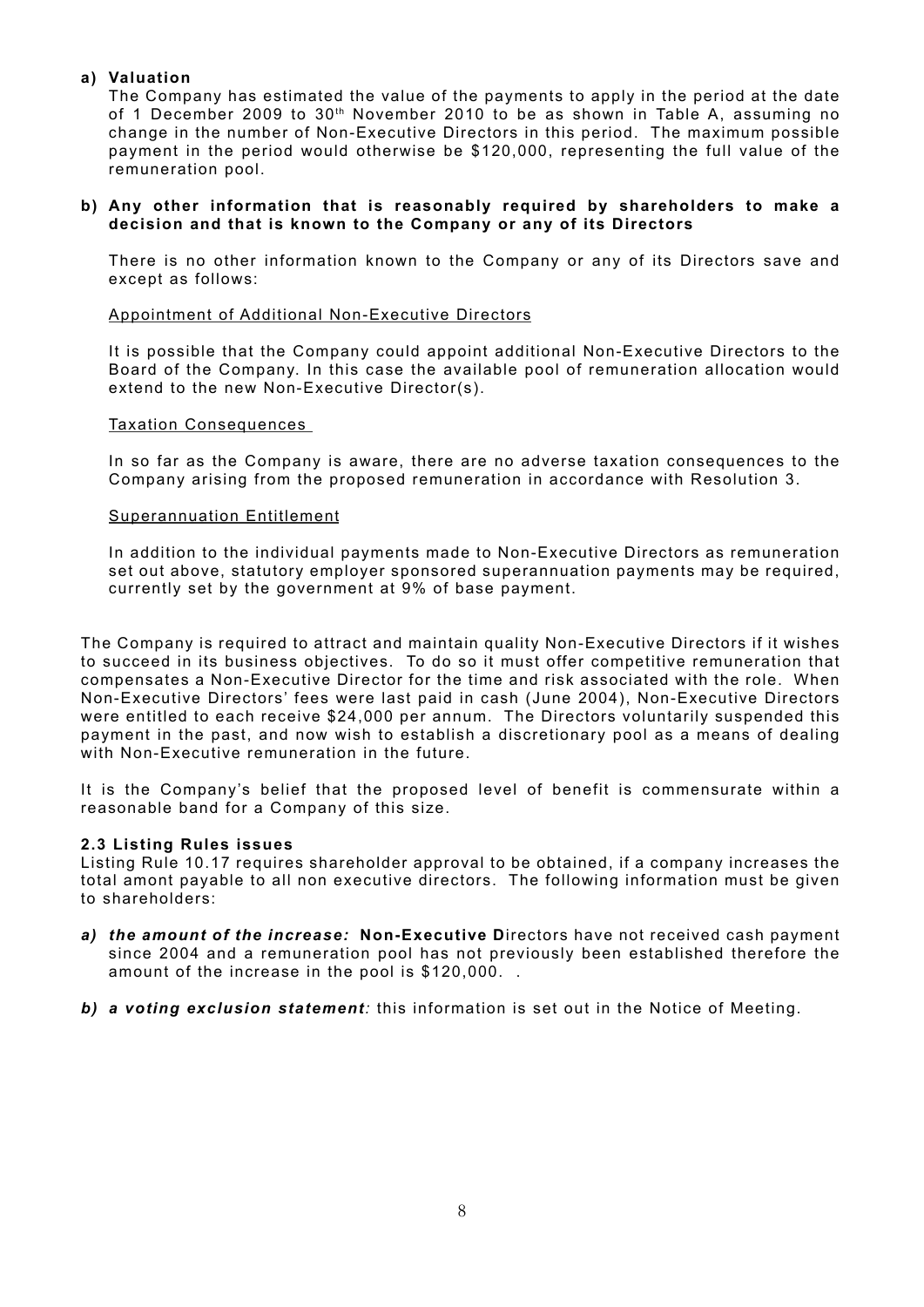**a) Valuation**

The Company has estimated the value of the payments to apply in the period at the date of 1 December 2009 to 30th November 2010 to be as shown in Table A, assuming no change in the number of Non-Executive Directors in this period. The maximum possible payment in the period would otherwise be $120,000, representing the full value of the remuneration pool.

**b) Any other information that is reasonably required by shareholders to make a decision and that is known to the Company or any of its Directors**

There is no other information known to the Company or any of its Directors save and except as follows:

Appointment of Additional Non-Executive Directors

It is possible that the Company could appoint additional Non-Executive Directors to the Board of the Company. In this case the available pool of remuneration allocation would extend to the new Non-Executive Director(s).

Taxation Consequences

In so far as the Company is aware, there are no adverse taxation consequences to the Company arising from the proposed remuneration in accordance with Resolution 3.

Superannuation Entitlement

In addition to the individual payments made to Non-Executive Directors as remuneration set out above, statutory employer sponsored superannuation payments may be required, currently set by the government at 9% of base payment.

The Company is required to attract and maintain quality Non-Executive Directors if it wishes to succeed in its business objectives. To do so it must offer competitive remuneration that compensates a Non-Executive Director for the time and risk associated with the role. When Non-Executive Directors' fees were last paid in cash (June 2004), Non-Executive Directors were entitled to each receive $24,000 per annum. The Directors voluntarily suspended this payment in the past, and now wish to establish a discretionary pool as a means of dealing with Non-Executive remuneration in the future.

It is the Company's belief that the proposed level of benefit is commensurate within a reasonable band for a Company of this size.

**2.3 Listing Rules issues**

Listing Rule 10.17 requires shareholder approval to be obtained, if a company increases the total amont payable to all non executive directors. The following information must be given to shareholders:

- ***a) the amount of the increase:*** **Non-Executive D**irectors have not received cash payment since 2004 and a remuneration pool has not previously been established therefore the amount of the increase in the pool is $120,000. .
- ***b) a voting exclusion statement****:* this information is set out in the Notice of Meeting.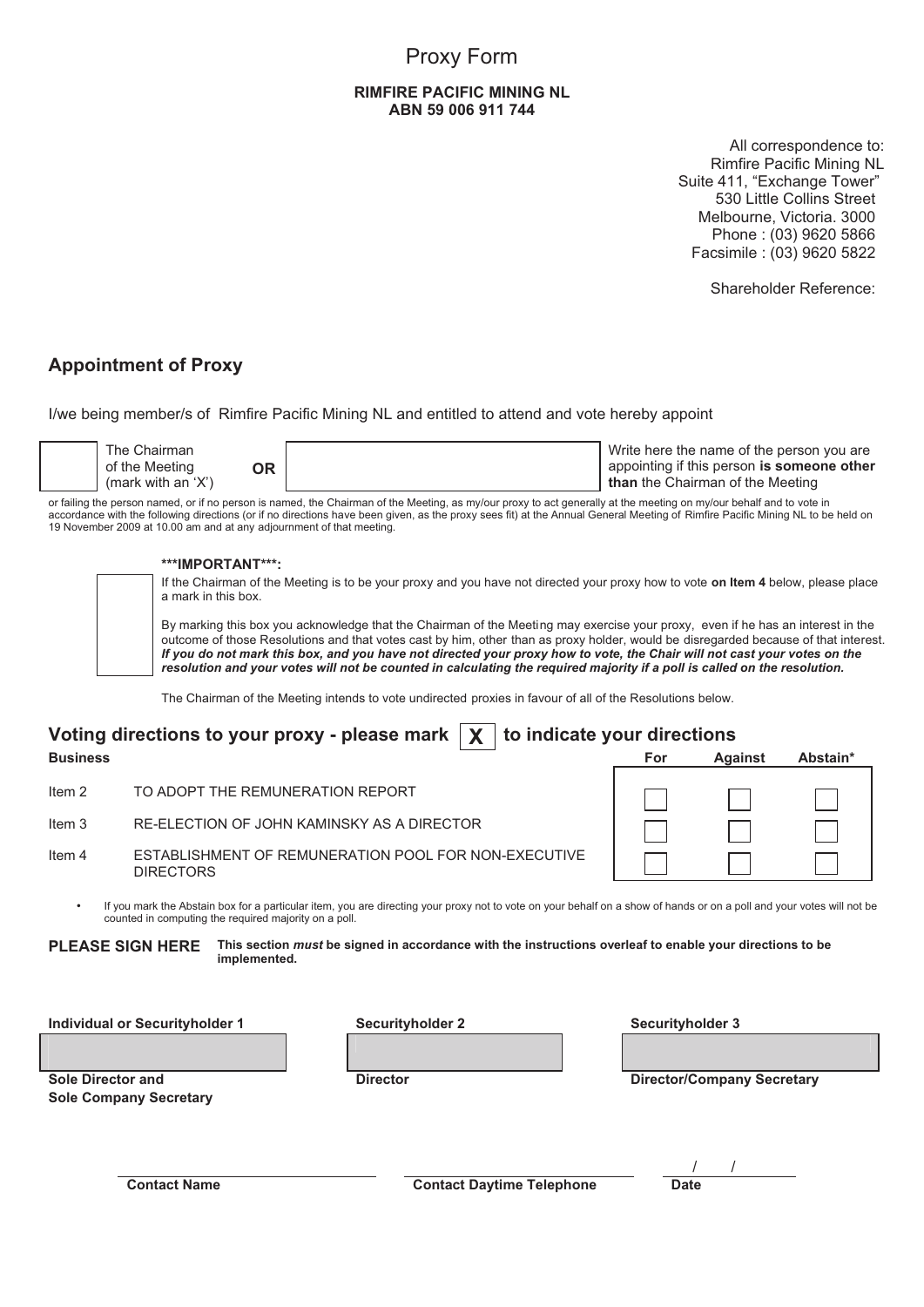# Proxy Form

**RIMFIRE PACIFIC MINING NL**
**ABN 59 006 911 744**

All correspondence to:
Rimfire Pacific Mining NL
Suite 411, "Exchange Tower"
530 Little Collins Street
Melbourne, Victoria. 3000
Phone : (03) 9620 5866
Facsimile : (03) 9620 5822

Shareholder Reference:

## Appointment of Proxy

I/we being member/s of Rimfire Pacific Mining NL and entitled to attend and vote hereby appoint

☐ The Chairman of the Meeting (mark with an 'X') **OR** ________________ Write here the name of the person you are appointing if this person **is someone other than** the Chairman of the Meeting

or failing the person named, or if no person is named, the Chairman of the Meeting, as my/our proxy to act generally at the meeting on my/our behalf and to vote in accordance with the following directions (or if no directions have been given, as the proxy sees fit) at the Annual General Meeting of Rimfire Pacific Mining NL to be held on 19 November 2009 at 10.00 am and at any adjournment of that meeting.

☐ **\*\*\*IMPORTANT\*\*\*:**

If the Chairman of the Meeting is to be your proxy and you have not directed your proxy how to vote **on Item 4** below, please place a mark in this box.

By marking this box you acknowledge that the Chairman of the Meeting may exercise your proxy, even if he has an interest in the outcome of those Resolutions and that votes cast by him, other than as proxy holder, would be disregarded because of that interest. ***If you do not mark this box, and you have not directed your proxy how to vote, the Chair will not cast your votes on the resolution and your votes will not be counted in calculating the required majority if a poll is called on the resolution.***

The Chairman of the Meeting intends to vote undirected proxies in favour of all of the Resolutions below.

## Voting directions to your proxy - please mark X to indicate your directions

| **Business** | | **For** | **Against** | **Abstain\*** |
|---|---|---|---|---|
| Item 2 | TO ADOPT THE REMUNERATION REPORT | ☐ | ☐ | ☐ |
| Item 3 | RE-ELECTION OF JOHN KAMINSKY AS A DIRECTOR | ☐ | ☐ | ☐ |
| Item 4 | ESTABLISHMENT OF REMUNERATION POOL FOR NON-EXECUTIVE DIRECTORS | ☐ | ☐ | ☐ |

- If you mark the Abstain box for a particular item, you are directing your proxy not to vote on your behalf on a show of hands or on a poll and your votes will not be counted in computing the required majority on a poll.

**PLEASE SIGN HERE** **This section *must* be signed in accordance with the instructions overleaf to enable your directions to be implemented.**

| **Individual or Securityholder 1** | **Securityholder 2** | **Securityholder 3** |
|---|---|---|
| | | |
| **Sole Director and Sole Company Secretary** | **Director** | **Director/Company Secretary** |

**Contact Name** ________________ **Contact Daytime Telephone** ________________ **Date** / /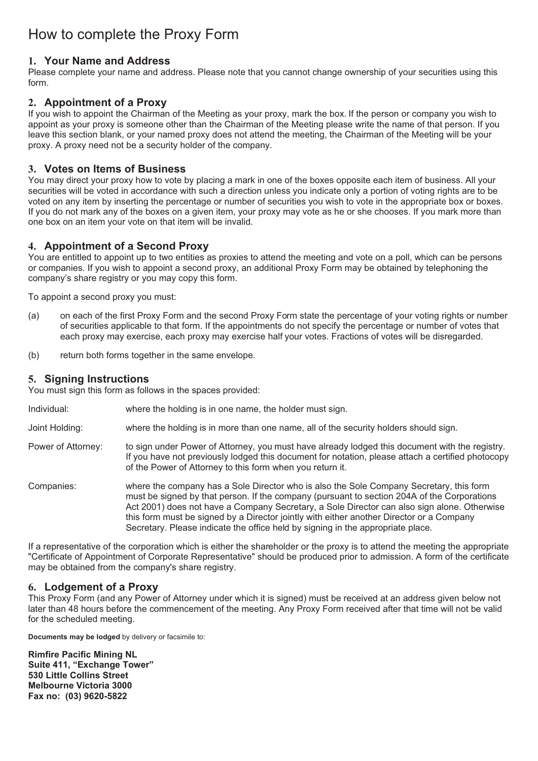# How to complete the Proxy Form

## 1. Your Name and Address

Please complete your name and address. Please note that you cannot change ownership of your securities using this form.

## 2. Appointment of a Proxy

If you wish to appoint the Chairman of the Meeting as your proxy, mark the box. If the person or company you wish to appoint as your proxy is someone other than the Chairman of the Meeting please write the name of that person. If you leave this section blank, or your named proxy does not attend the meeting, the Chairman of the Meeting will be your proxy. A proxy need not be a security holder of the company.

## 3. Votes on Items of Business

You may direct your proxy how to vote by placing a mark in one of the boxes opposite each item of business. All your securities will be voted in accordance with such a direction unless you indicate only a portion of voting rights are to be voted on any item by inserting the percentage or number of securities you wish to vote in the appropriate box or boxes. If you do not mark any of the boxes on a given item, your proxy may vote as he or she chooses. If you mark more than one box on an item your vote on that item will be invalid.

## 4. Appointment of a Second Proxy

You are entitled to appoint up to two entities as proxies to attend the meeting and vote on a poll, which can be persons or companies. If you wish to appoint a second proxy, an additional Proxy Form may be obtained by telephoning the company's share registry or you may copy this form.

To appoint a second proxy you must:

(a) on each of the first Proxy Form and the second Proxy Form state the percentage of your voting rights or number of securities applicable to that form. If the appointments do not specify the percentage or number of votes that each proxy may exercise, each proxy may exercise half your votes. Fractions of votes will be disregarded.

(b) return both forms together in the same envelope.

## 5. Signing Instructions

You must sign this form as follows in the spaces provided:

Individual: where the holding is in one name, the holder must sign.

Joint Holding: where the holding is in more than one name, all of the security holders should sign.

Power of Attorney: to sign under Power of Attorney, you must have already lodged this document with the registry. If you have not previously lodged this document for notation, please attach a certified photocopy of the Power of Attorney to this form when you return it.

Companies: where the company has a Sole Director who is also the Sole Company Secretary, this form must be signed by that person. If the company (pursuant to section 204A of the Corporations Act 2001) does not have a Company Secretary, a Sole Director can also sign alone. Otherwise this form must be signed by a Director jointly with either another Director or a Company Secretary. Please indicate the office held by signing in the appropriate place.

If a representative of the corporation which is either the shareholder or the proxy is to attend the meeting the appropriate "Certificate of Appointment of Corporate Representative" should be produced prior to admission. A form of the certificate may be obtained from the company's share registry.

## 6. Lodgement of a Proxy

This Proxy Form (and any Power of Attorney under which it is signed) must be received at an address given below not later than 48 hours before the commencement of the meeting. Any Proxy Form received after that time will not be valid for the scheduled meeting.

**Documents may be lodged** by delivery or facsimile to:

**Rimfire Pacific Mining NL**
**Suite 411, "Exchange Tower"**
**530 Little Collins Street**
**Melbourne Victoria 3000**
**Fax no: (03) 9620-5822**